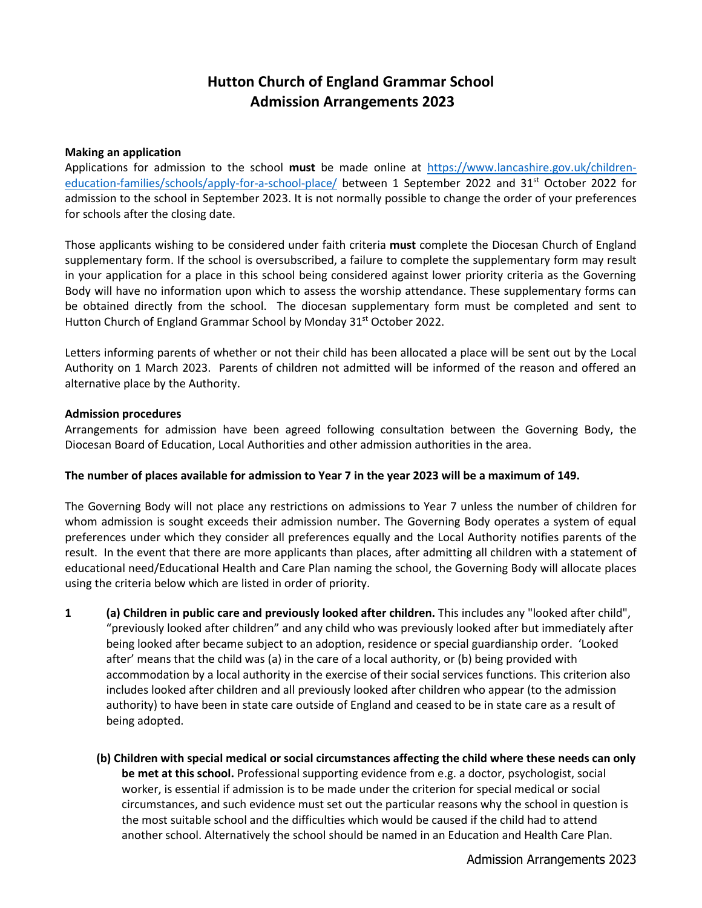# Hutton Church of England Grammar School
# Admission Arrangements 2023

**Making an application**

Applications for admission to the school **must** be made online at [https://www.lancashire.gov.uk/children-education-families/schools/apply-for-a-school-place/](https://www.lancashire.gov.uk/children-education-families/schools/apply-for-a-school-place/) between 1 September 2022 and 31st October 2022 for admission to the school in September 2023. It is not normally possible to change the order of your preferences for schools after the closing date.

Those applicants wishing to be considered under faith criteria **must** complete the Diocesan Church of England supplementary form. If the school is oversubscribed, a failure to complete the supplementary form may result in your application for a place in this school being considered against lower priority criteria as the Governing Body will have no information upon which to assess the worship attendance. These supplementary forms can be obtained directly from the school. The diocesan supplementary form must be completed and sent to Hutton Church of England Grammar School by Monday 31st October 2022.

Letters informing parents of whether or not their child has been allocated a place will be sent out by the Local Authority on 1 March 2023. Parents of children not admitted will be informed of the reason and offered an alternative place by the Authority.

**Admission procedures**

Arrangements for admission have been agreed following consultation between the Governing Body, the Diocesan Board of Education, Local Authorities and other admission authorities in the area.

**The number of places available for admission to Year 7 in the year 2023 will be a maximum of 149.**

The Governing Body will not place any restrictions on admissions to Year 7 unless the number of children for whom admission is sought exceeds their admission number. The Governing Body operates a system of equal preferences under which they consider all preferences equally and the Local Authority notifies parents of the result. In the event that there are more applicants than places, after admitting all children with a statement of educational need/Educational Health and Care Plan naming the school, the Governing Body will allocate places using the criteria below which are listed in order of priority.

**1** **(a) Children in public care and previously looked after children.** This includes any "looked after child", "previously looked after children" and any child who was previously looked after but immediately after being looked after became subject to an adoption, residence or special guardianship order. 'Looked after' means that the child was (a) in the care of a local authority, or (b) being provided with accommodation by a local authority in the exercise of their social services functions. This criterion also includes looked after children and all previously looked after children who appear (to the admission authority) to have been in state care outside of England and ceased to be in state care as a result of being adopted.

**(b) Children with special medical or social circumstances affecting the child where these needs can only be met at this school.** Professional supporting evidence from e.g. a doctor, psychologist, social worker, is essential if admission is to be made under the criterion for special medical or social circumstances, and such evidence must set out the particular reasons why the school in question is the most suitable school and the difficulties which would be caused if the child had to attend another school. Alternatively the school should be named in an Education and Health Care Plan.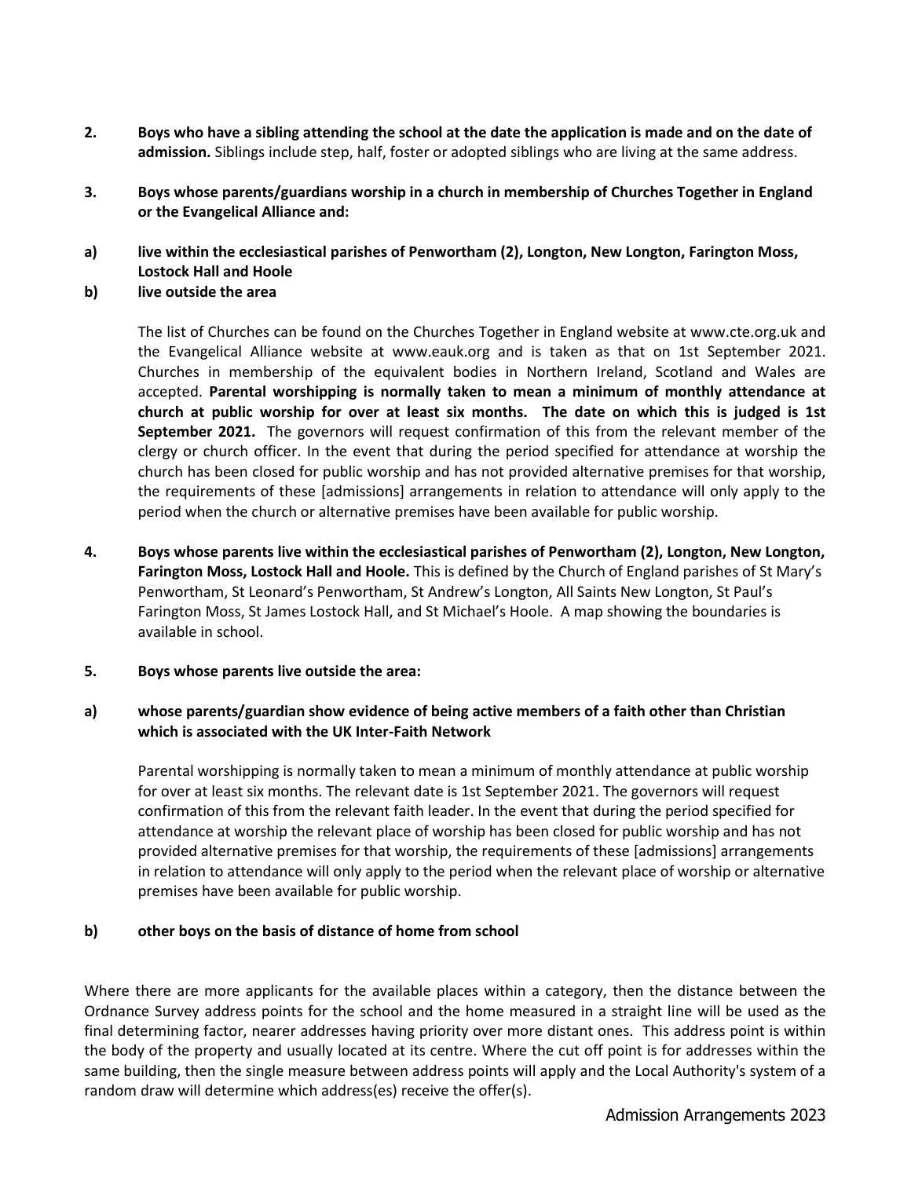2. **Boys who have a sibling attending the school at the date the application is made and on the date of admission.** Siblings include step, half, foster or adopted siblings who are living at the same address.

3. **Boys whose parents/guardians worship in a church in membership of Churches Together in England or the Evangelical Alliance and:**

a) **live within the ecclesiastical parishes of Penwortham (2), Longton, New Longton, Farington Moss, Lostock Hall and Hoole**

b) **live outside the area**

The list of Churches can be found on the Churches Together in England website at www.cte.org.uk and the Evangelical Alliance website at www.eauk.org and is taken as that on 1st September 2021. Churches in membership of the equivalent bodies in Northern Ireland, Scotland and Wales are accepted. **Parental worshipping is normally taken to mean a minimum of monthly attendance at church at public worship for over at least six months. The date on which this is judged is 1st September 2021.** The governors will request confirmation of this from the relevant member of the clergy or church officer. In the event that during the period specified for attendance at worship the church has been closed for public worship and has not provided alternative premises for that worship, the requirements of these [admissions] arrangements in relation to attendance will only apply to the period when the church or alternative premises have been available for public worship.

4. **Boys whose parents live within the ecclesiastical parishes of Penwortham (2), Longton, New Longton, Farington Moss, Lostock Hall and Hoole.** This is defined by the Church of England parishes of St Mary's Penwortham, St Leonard's Penwortham, St Andrew's Longton, All Saints New Longton, St Paul's Farington Moss, St James Lostock Hall, and St Michael's Hoole. A map showing the boundaries is available in school.

5. **Boys whose parents live outside the area:**

a) **whose parents/guardian show evidence of being active members of a faith other than Christian which is associated with the UK Inter-Faith Network**

Parental worshipping is normally taken to mean a minimum of monthly attendance at public worship for over at least six months. The relevant date is 1st September 2021. The governors will request confirmation of this from the relevant faith leader. In the event that during the period specified for attendance at worship the relevant place of worship has been closed for public worship and has not provided alternative premises for that worship, the requirements of these [admissions] arrangements in relation to attendance will only apply to the period when the relevant place of worship or alternative premises have been available for public worship.

b) **other boys on the basis of distance of home from school**

Where there are more applicants for the available places within a category, then the distance between the Ordnance Survey address points for the school and the home measured in a straight line will be used as the final determining factor, nearer addresses having priority over more distant ones. This address point is within the body of the property and usually located at its centre. Where the cut off point is for addresses within the same building, then the single measure between address points will apply and the Local Authority's system of a random draw will determine which address(es) receive the offer(s).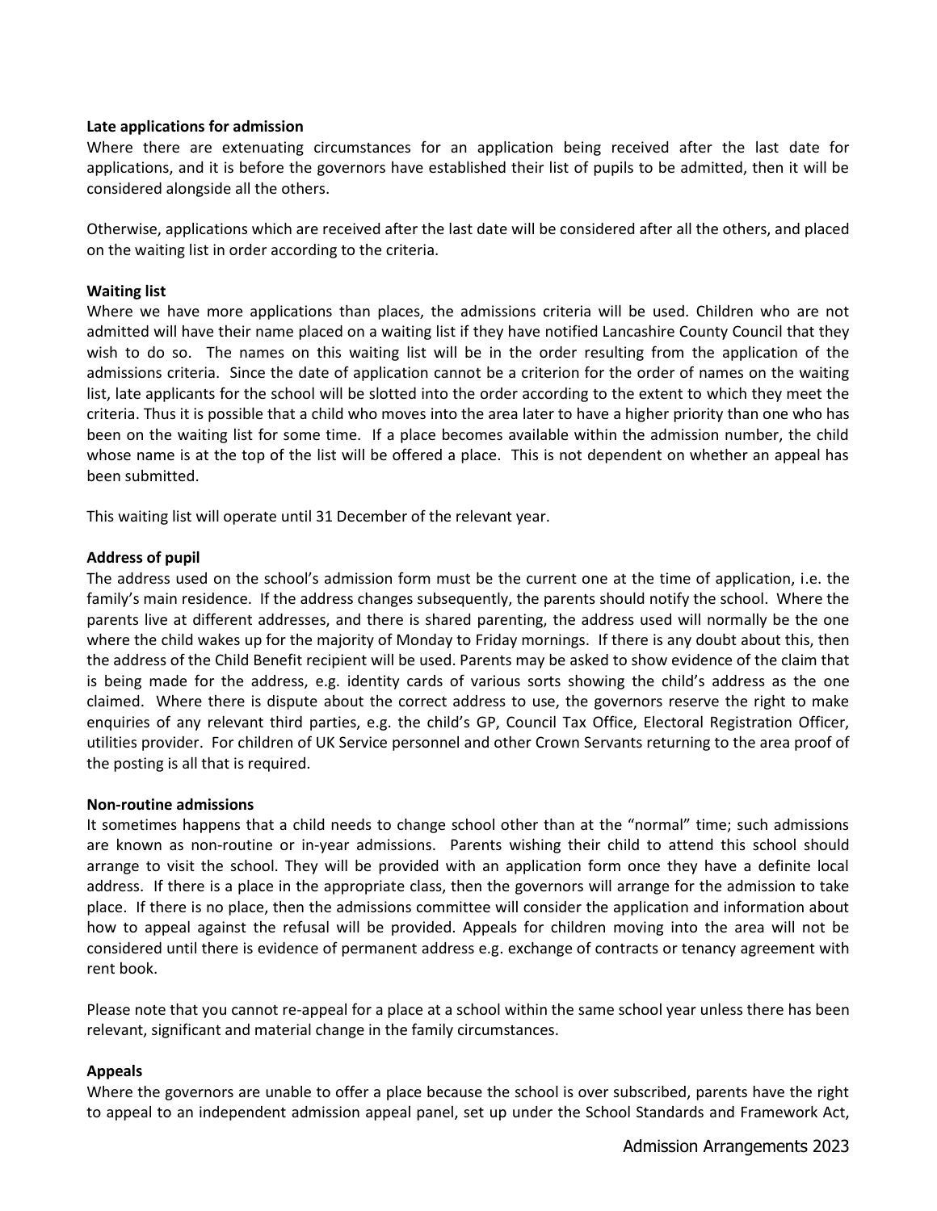**Late applications for admission**

Where there are extenuating circumstances for an application being received after the last date for applications, and it is before the governors have established their list of pupils to be admitted, then it will be considered alongside all the others.

Otherwise, applications which are received after the last date will be considered after all the others, and placed on the waiting list in order according to the criteria.

**Waiting list**

Where we have more applications than places, the admissions criteria will be used. Children who are not admitted will have their name placed on a waiting list if they have notified Lancashire County Council that they wish to do so. The names on this waiting list will be in the order resulting from the application of the admissions criteria. Since the date of application cannot be a criterion for the order of names on the waiting list, late applicants for the school will be slotted into the order according to the extent to which they meet the criteria. Thus it is possible that a child who moves into the area later to have a higher priority than one who has been on the waiting list for some time. If a place becomes available within the admission number, the child whose name is at the top of the list will be offered a place. This is not dependent on whether an appeal has been submitted.

This waiting list will operate until 31 December of the relevant year.

**Address of pupil**

The address used on the school's admission form must be the current one at the time of application, i.e. the family's main residence. If the address changes subsequently, the parents should notify the school. Where the parents live at different addresses, and there is shared parenting, the address used will normally be the one where the child wakes up for the majority of Monday to Friday mornings. If there is any doubt about this, then the address of the Child Benefit recipient will be used. Parents may be asked to show evidence of the claim that is being made for the address, e.g. identity cards of various sorts showing the child's address as the one claimed. Where there is dispute about the correct address to use, the governors reserve the right to make enquiries of any relevant third parties, e.g. the child's GP, Council Tax Office, Electoral Registration Officer, utilities provider. For children of UK Service personnel and other Crown Servants returning to the area proof of the posting is all that is required.

**Non-routine admissions**

It sometimes happens that a child needs to change school other than at the "normal" time; such admissions are known as non-routine or in-year admissions. Parents wishing their child to attend this school should arrange to visit the school. They will be provided with an application form once they have a definite local address. If there is a place in the appropriate class, then the governors will arrange for the admission to take place. If there is no place, then the admissions committee will consider the application and information about how to appeal against the refusal will be provided. Appeals for children moving into the area will not be considered until there is evidence of permanent address e.g. exchange of contracts or tenancy agreement with rent book.

Please note that you cannot re-appeal for a place at a school within the same school year unless there has been relevant, significant and material change in the family circumstances.

**Appeals**

Where the governors are unable to offer a place because the school is over subscribed, parents have the right to appeal to an independent admission appeal panel, set up under the School Standards and Framework Act,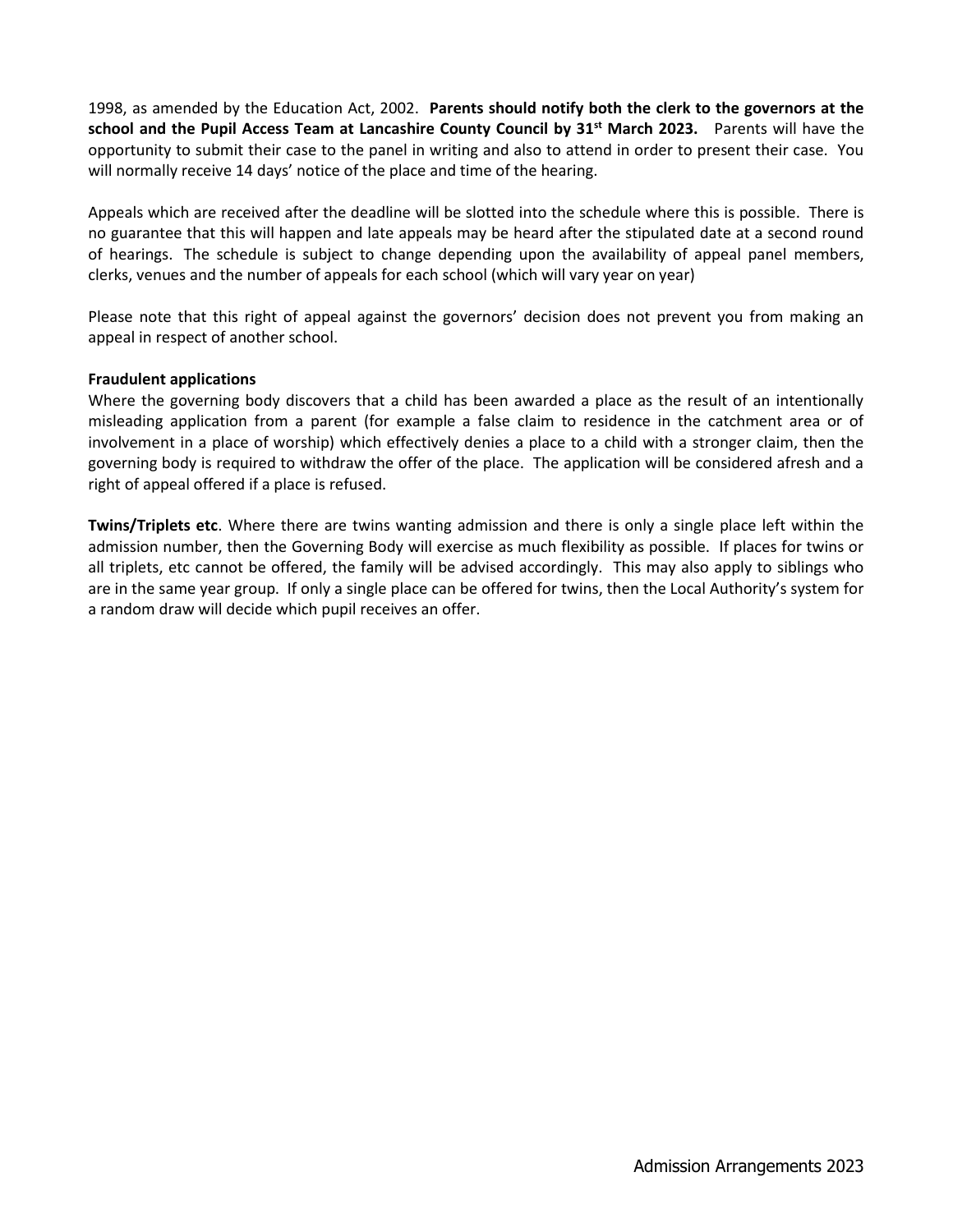1998, as amended by the Education Act, 2002. **Parents should notify both the clerk to the governors at the school and the Pupil Access Team at Lancashire County Council by 31st March 2023.** Parents will have the opportunity to submit their case to the panel in writing and also to attend in order to present their case. You will normally receive 14 days' notice of the place and time of the hearing.

Appeals which are received after the deadline will be slotted into the schedule where this is possible. There is no guarantee that this will happen and late appeals may be heard after the stipulated date at a second round of hearings. The schedule is subject to change depending upon the availability of appeal panel members, clerks, venues and the number of appeals for each school (which will vary year on year)

Please note that this right of appeal against the governors' decision does not prevent you from making an appeal in respect of another school.

**Fraudulent applications**

Where the governing body discovers that a child has been awarded a place as the result of an intentionally misleading application from a parent (for example a false claim to residence in the catchment area or of involvement in a place of worship) which effectively denies a place to a child with a stronger claim, then the governing body is required to withdraw the offer of the place. The application will be considered afresh and a right of appeal offered if a place is refused.

**Twins/Triplets etc**. Where there are twins wanting admission and there is only a single place left within the admission number, then the Governing Body will exercise as much flexibility as possible. If places for twins or all triplets, etc cannot be offered, the family will be advised accordingly. This may also apply to siblings who are in the same year group. If only a single place can be offered for twins, then the Local Authority's system for a random draw will decide which pupil receives an offer.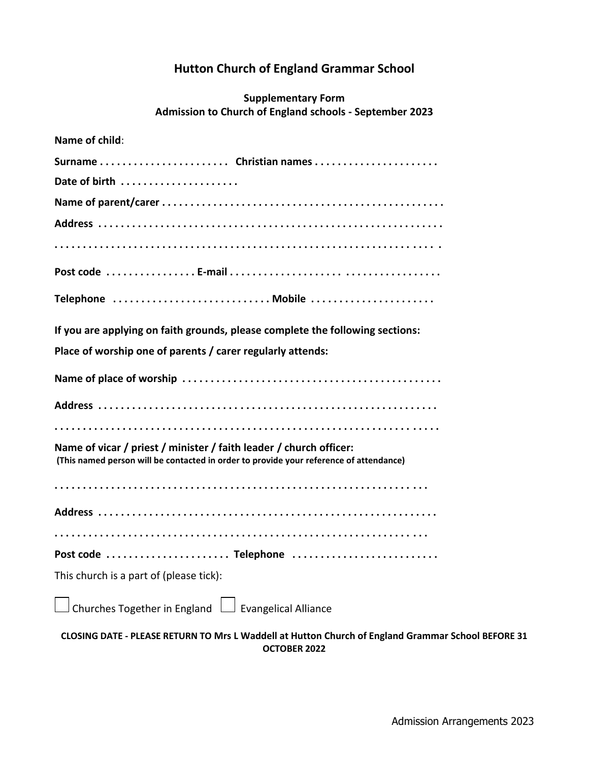# Hutton Church of England Grammar School

**Supplementary Form**
**Admission to Church of England schools - September 2023**

**Name of child**:

**Surname . . . . . . . . . . . . . . . . . . . . . . .  Christian names . . . . . . . . . . . . . . . . . . . . . .**

**Date of birth . . . . . . . . . . . . . . . . . . . .**

**Name of parent/carer . . . . . . . . . . . . . . . . . . . . . . . . . . . . . . . . . . . . . . . . . . . . . . . . .**

**Address . . . . . . . . . . . . . . . . . . . . . . . . . . . . . . . . . . . . . . . . . . . . . . . . . . . . . . . . . . . .**

**. . . . . . . . . . . . . . . . . . . . . . . . . . . . . . . . . . . . . . . . . . . . . . . . . . . . . . . . . . . . . . . . .**

**Post code . . . . . . . . . . . . . . . . E-mail . . . . . . . . . . . . . . . . . . . . . . . . . . . . . . . . . . . . .**

**Telephone . . . . . . . . . . . . . . . . . . . . . . . . . . . . Mobile . . . . . . . . . . . . . . . . . . . . . .**

**If you are applying on faith grounds, please complete the following sections:**

**Place of worship one of parents / carer regularly attends:**

**Name of place of worship . . . . . . . . . . . . . . . . . . . . . . . . . . . . . . . . . . . . . . . . . . . . . .**

**Address . . . . . . . . . . . . . . . . . . . . . . . . . . . . . . . . . . . . . . . . . . . . . . . . . . . . . . . . . . . .**

**. . . . . . . . . . . . . . . . . . . . . . . . . . . . . . . . . . . . . . . . . . . . . . . . . . . . . . . . . . . . . . . . .**

**Name of vicar / priest / minister / faith leader / church officer:**
**(This named person will be contacted in order to provide your reference of attendance)**

**. . . . . . . . . . . . . . . . . . . . . . . . . . . . . . . . . . . . . . . . . . . . . . . . . . . . . . . . . . . . . . .**

**Address . . . . . . . . . . . . . . . . . . . . . . . . . . . . . . . . . . . . . . . . . . . . . . . . . . . . . . . . . . . .**

**. . . . . . . . . . . . . . . . . . . . . . . . . . . . . . . . . . . . . . . . . . . . . . . . . . . . . . . . . . . . . . .**

**Post code . . . . . . . . . . . . . . . . . . . . . . Telephone . . . . . . . . . . . . . . . . . . . . . . . . . .**

This church is a part of (please tick):

☐ Churches Together in England ☐ Evangelical Alliance

**CLOSING DATE - PLEASE RETURN TO Mrs L Waddell at Hutton Church of England Grammar School BEFORE 31 OCTOBER 2022**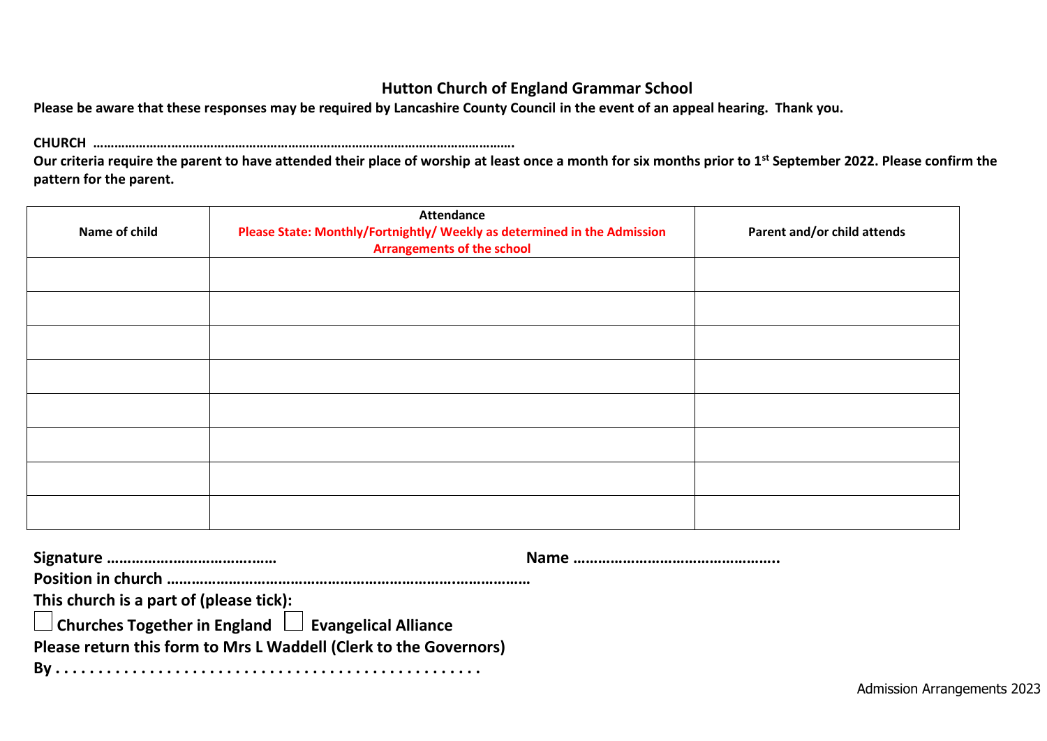# Hutton Church of England Grammar School

**Please be aware that these responses may be required by Lancashire County Council in the event of an appeal hearing. Thank you.**

**CHURCH ………………….……………………………………………………………………………………….**

**Our criteria require the parent to have attended their place of worship at least once a month for six months prior to 1st September 2022. Please confirm the pattern for the parent.**

| Name of child | Attendance<br>Please State: Monthly/Fortnightly/ Weekly as determined in the Admission Arrangements of the school | Parent and/or child attends |
|---|---|---|
| | | |
| | | |
| | | |
| | | |
| | | |
| | | |
| | | |
| | | |

**Signature ……………………….………** **Name ………………………………………..**

**Position in church ……………………………………………………….………………**

**This church is a part of (please tick):**

☐ **Churches Together in England** ☐ **Evangelical Alliance**

**Please return this form to Mrs L Waddell (Clerk to the Governors)**

**By . . . . . . . . . . . . . . . . . . . . . . . . . . . . . . . . . . . . . . . . . . . . . . .**

Admission Arrangements 2023